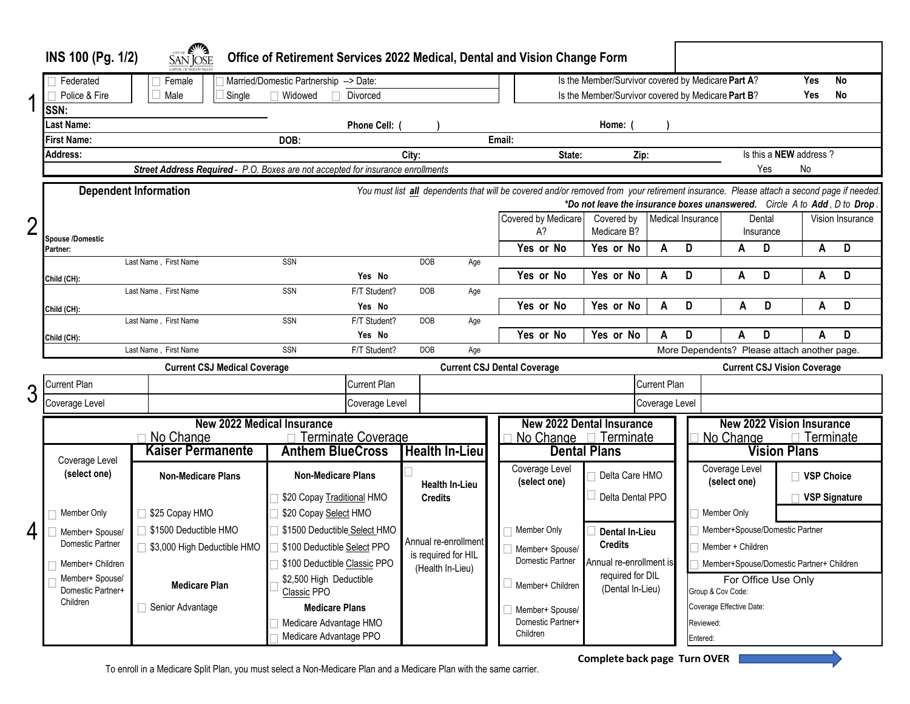# INS 100 (Pg. 1/2) Office of Retirement Services 2022 Medical, Dental and Vision Change Form

## 1

☐ Federated ☐ Female ☐ Married/Domestic Partnership --> Date:

☐ Police & Fire ☐ Male ☐ Single ☐ Widowed ☐ Divorced

Is the Member/Survivor covered by Medicare **Part A**? **Yes** **No**

Is the Member/Survivor covered by Medicare **Part B**? **Yes** **No**

**SSN:**

**Last Name:** **Phone Cell: (   )** **Home: (   )**

**First Name:** **DOB:** **Email:**

**Address:** **City:** **State:** **Zip:** Is this a **NEW** address ? Yes No

***Street Address Required** - P.O. Boxes are not accepted for insurance enrollments*

## 2

**Dependent Information**

*You must list **all** dependents that will be covered and/or removed from your retirement insurance. Please attach a second page if needed.*

***Do not leave the insurance boxes unanswered.** Circle A to **Add**, D to **Drop**.*

| | Last Name , First Name | SSN | F/T Student? | DOB | Age | Covered by Medicare A? | Covered by Medicare B? | Medical Insurance | Dental Insurance | Vision Insurance |
|---|---|---|---|---|---|---|---|---|---|---|
| **Spouse /Domestic Partner:** | | | | | | **Yes or No** | **Yes or No** | **A D** | **A D** | **A D** |
| **Child (CH):** | | | **Yes No** | | | **Yes or No** | **Yes or No** | **A D** | **A D** | **A D** |
| **Child (CH):** | | | **Yes No** | | | **Yes or No** | **Yes or No** | **A D** | **A D** | **A D** |
| **Child (CH):** | | | **Yes No** | | | **Yes or No** | **Yes or No** | **A D** | **A D** | **A D** |

More Dependents? Please attach another page.

## 3

| **Current CSJ Medical Coverage** | | **Current CSJ Dental Coverage** | | **Current CSJ Vision Coverage** | |
|---|---|---|---|---|---|
| Current Plan | | Current Plan | | Current Plan | |
| Coverage Level | | Coverage Level | | Coverage Level | |

## 4

### New 2022 Medical Insurance

☐ No Change ☐ Terminate Coverage

| Coverage Level (select one) | **Kaiser Permanente** | **Anthem BlueCross** | **Health In-Lieu** |
|---|---|---|---|
| | **Non-Medicare Plans** | **Non-Medicare Plans** | ☐ **Health In-Lieu Credits** |
| | | ☐ $20 Copay Traditional HMO | |
| ☐ Member Only | ☐ $25 Copay HMO | ☐ $20 Copay Select HMO | |
| ☐ Member+ Spouse/ Domestic Partner | ☐ $1500 Deductible HMO | ☐ $1500 Deductible Select HMO | Annual re-enrollment is required for HIL (Health In-Lieu) |
| ☐ Member+ Children | ☐ $3,000 High Deductible HMO | ☐ $100 Deductible Select PPO | |
| ☐ Member+ Spouse/ Domestic Partner+ Children | | ☐ $100 Deductible Classic PPO | |
| | **Medicare Plan** | ☐ $2,500 High Deductible Classic PPO | |
| | ☐ Senior Advantage | **Medicare Plans** | |
| | | ☐ Medicare Advantage HMO | |
| | | ☐ Medicare Advantage PPO | |

### New 2022 Dental Insurance

☐ No Change ☐ Terminate

| **Dental Plans** | |
|---|---|
| Coverage Level (select one) | ☐ Delta Care HMO |
| | ☐ Delta Dental PPO |
| ☐ Member Only | ☐ **Dental In-Lieu Credits** |
| ☐ Member+ Spouse/ Domestic Partner | Annual re-enrollment is required for DIL (Dental In-Lieu) |
| ☐ Member+ Children | |
| ☐ Member+ Spouse/ Domestic Partner+ Children | |

### New 2022 Vision Insurance

☐ No Change ☐ Terminate

| **Vision Plans** | |
|---|---|
| Coverage Level (select one) | ☐ **VSP Choice** |
| | ☐ **VSP Signature** |
| ☐ Member Only | |
| ☐ Member+Spouse/Domestic Partner | |
| ☐ Member + Children | |
| ☐ Member+Spouse/Domestic Partner+ Children | |

For Office Use Only

Group & Cov Code:

Coverage Effective Date:

Reviewed:

Entered:

**Complete back page Turn OVER**

To enroll in a Medicare Split Plan, you must select a Non-Medicare Plan and a Medicare Plan with the same carrier.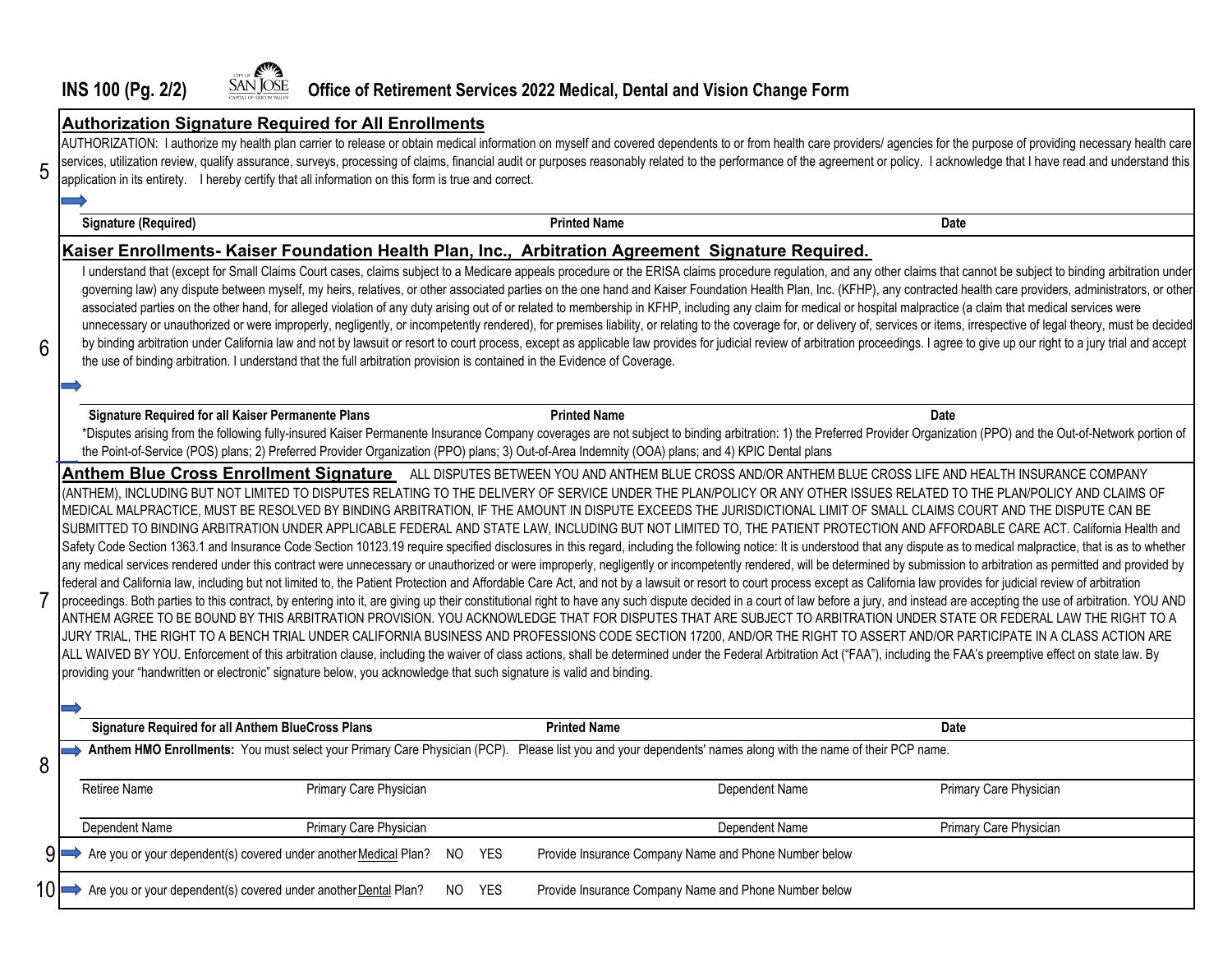# INS 100 (Pg. 2/2) Office of Retirement Services 2022 Medical, Dental and Vision Change Form

5

## Authorization Signature Required for All Enrollments

AUTHORIZATION: I authorize my health plan carrier to release or obtain medical information on myself and covered dependents to or from health care providers/ agencies for the purpose of providing necessary health care services, utilization review, qualify assurance, surveys, processing of claims, financial audit or purposes reasonably related to the performance of the agreement or policy. I acknowledge that I have read and understand this application in its entirety. I hereby certify that all information on this form is true and correct.

| Signature (Required) | Printed Name | Date |
|---|---|---|

6

## Kaiser Enrollments- Kaiser Foundation Health Plan, Inc., Arbitration Agreement Signature Required.

I understand that (except for Small Claims Court cases, claims subject to a Medicare appeals procedure or the ERISA claims procedure regulation, and any other claims that cannot be subject to binding arbitration under governing law) any dispute between myself, my heirs, relatives, or other associated parties on the one hand and Kaiser Foundation Health Plan, Inc. (KFHP), any contracted health care providers, administrators, or other associated parties on the other hand, for alleged violation of any duty arising out of or related to membership in KFHP, including any claim for medical or hospital malpractice (a claim that medical services were unnecessary or unauthorized or were improperly, negligently, or incompetently rendered), for premises liability, or relating to the coverage for, or delivery of, services or items, irrespective of legal theory, must be decided by binding arbitration under California law and not by lawsuit or resort to court process, except as applicable law provides for judicial review of arbitration proceedings. I agree to give up our right to a jury trial and accept the use of binding arbitration. I understand that the full arbitration provision is contained in the Evidence of Coverage.

| Signature Required for all Kaiser Permanente Plans | Printed Name | Date |
|---|---|---|

*Disputes arising from the following fully-insured Kaiser Permanente Insurance Company coverages are not subject to binding arbitration: 1) the Preferred Provider Organization (PPO) and the Out-of-Network portion of the Point-of-Service (POS) plans; 2) Preferred Provider Organization (PPO) plans; 3) Out-of-Area Indemnity (OOA) plans; and 4) KPIC Dental plans

7

## Anthem Blue Cross Enrollment Signature

ALL DISPUTES BETWEEN YOU AND ANTHEM BLUE CROSS AND/OR ANTHEM BLUE CROSS LIFE AND HEALTH INSURANCE COMPANY (ANTHEM), INCLUDING BUT NOT LIMITED TO DISPUTES RELATING TO THE DELIVERY OF SERVICE UNDER THE PLAN/POLICY OR ANY OTHER ISSUES RELATED TO THE PLAN/POLICY AND CLAIMS OF MEDICAL MALPRACTICE, MUST BE RESOLVED BY BINDING ARBITRATION, IF THE AMOUNT IN DISPUTE EXCEEDS THE JURISDICTIONAL LIMIT OF SMALL CLAIMS COURT AND THE DISPUTE CAN BE SUBMITTED TO BINDING ARBITRATION UNDER APPLICABLE FEDERAL AND STATE LAW, INCLUDING BUT NOT LIMITED TO, THE PATIENT PROTECTION AND AFFORDABLE CARE ACT. California Health and Safety Code Section 1363.1 and Insurance Code Section 10123.19 require specified disclosures in this regard, including the following notice: It is understood that any dispute as to medical malpractice, that is as to whether any medical services rendered under this contract were unnecessary or unauthorized or were improperly, negligently or incompetently rendered, will be determined by submission to arbitration as permitted and provided by federal and California law, including but not limited to, the Patient Protection and Affordable Care Act, and not by a lawsuit or resort to court process except as California law provides for judicial review of arbitration proceedings. Both parties to this contract, by entering into it, are giving up their constitutional right to have any such dispute decided in a court of law before a jury, and instead are accepting the use of arbitration. YOU AND ANTHEM AGREE TO BE BOUND BY THIS ARBITRATION PROVISION. YOU ACKNOWLEDGE THAT FOR DISPUTES THAT ARE SUBJECT TO ARBITRATION UNDER STATE OR FEDERAL LAW THE RIGHT TO A JURY TRIAL, THE RIGHT TO A BENCH TRIAL UNDER CALIFORNIA BUSINESS AND PROFESSIONS CODE SECTION 17200, AND/OR THE RIGHT TO ASSERT AND/OR PARTICIPATE IN A CLASS ACTION ARE ALL WAIVED BY YOU. Enforcement of this arbitration clause, including the waiver of class actions, shall be determined under the Federal Arbitration Act ("FAA"), including the FAA's preemptive effect on state law. By providing your "handwritten or electronic" signature below, you acknowledge that such signature is valid and binding.

| Signature Required for all Anthem BlueCross Plans | Printed Name | Date |
|---|---|---|

8

**Anthem HMO Enrollments:** You must select your Primary Care Physician (PCP). Please list you and your dependents' names along with the name of their PCP name.

| Retiree Name | Primary Care Physician | Dependent Name | Primary Care Physician |
|---|---|---|---|
| Dependent Name | Primary Care Physician | Dependent Name | Primary Care Physician |

9 Are you or your dependent(s) covered under another Medical Plan? NO YES Provide Insurance Company Name and Phone Number below

10 Are you or your dependent(s) covered under another Dental Plan? NO YES Provide Insurance Company Name and Phone Number below